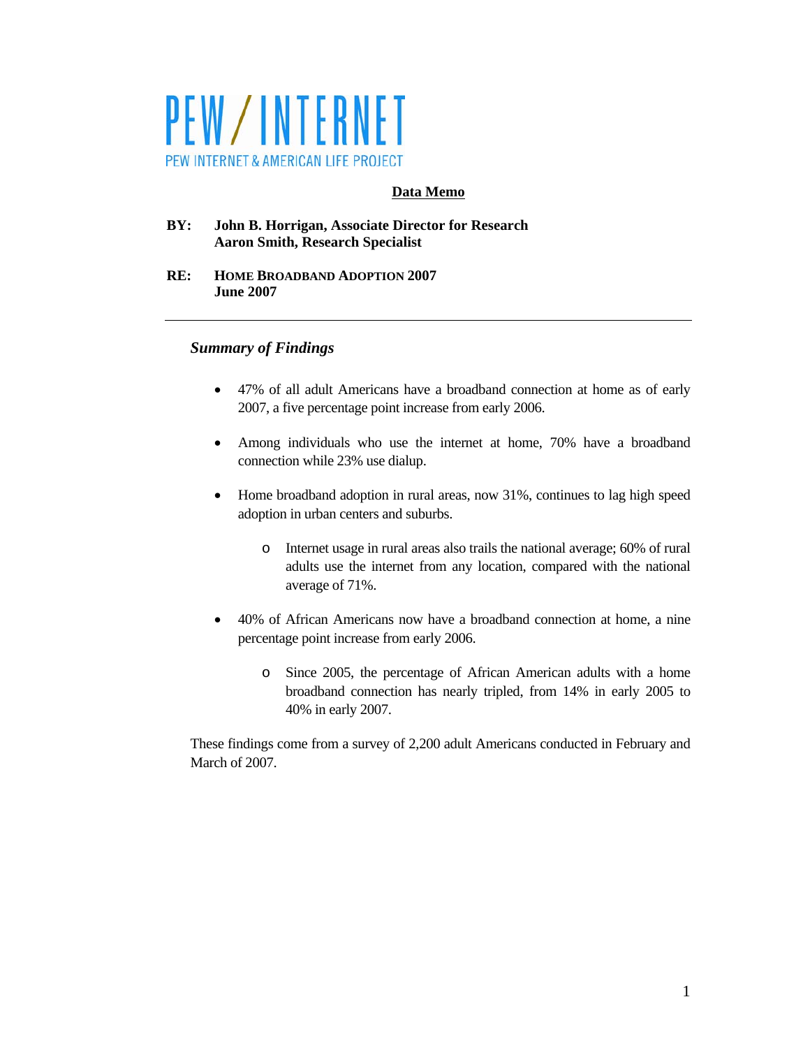# PEW / INTERNET

PEW INTERNET & AMERICAN LIFE PROJECT

**Data Memo**

**BY:** **John B. Horrigan, Associate Director for Research**
**Aaron Smith, Research Specialist**

**RE:** **HOME BROADBAND ADOPTION 2007**
**June 2007**

---

### *Summary of Findings*

- 47% of all adult Americans have a broadband connection at home as of early 2007, a five percentage point increase from early 2006.
- Among individuals who use the internet at home, 70% have a broadband connection while 23% use dialup.
- Home broadband adoption in rural areas, now 31%, continues to lag high speed adoption in urban centers and suburbs.
    - Internet usage in rural areas also trails the national average; 60% of rural adults use the internet from any location, compared with the national average of 71%.
- 40% of African Americans now have a broadband connection at home, a nine percentage point increase from early 2006.
    - Since 2005, the percentage of African American adults with a home broadband connection has nearly tripled, from 14% in early 2005 to 40% in early 2007.

These findings come from a survey of 2,200 adult Americans conducted in February and March of 2007.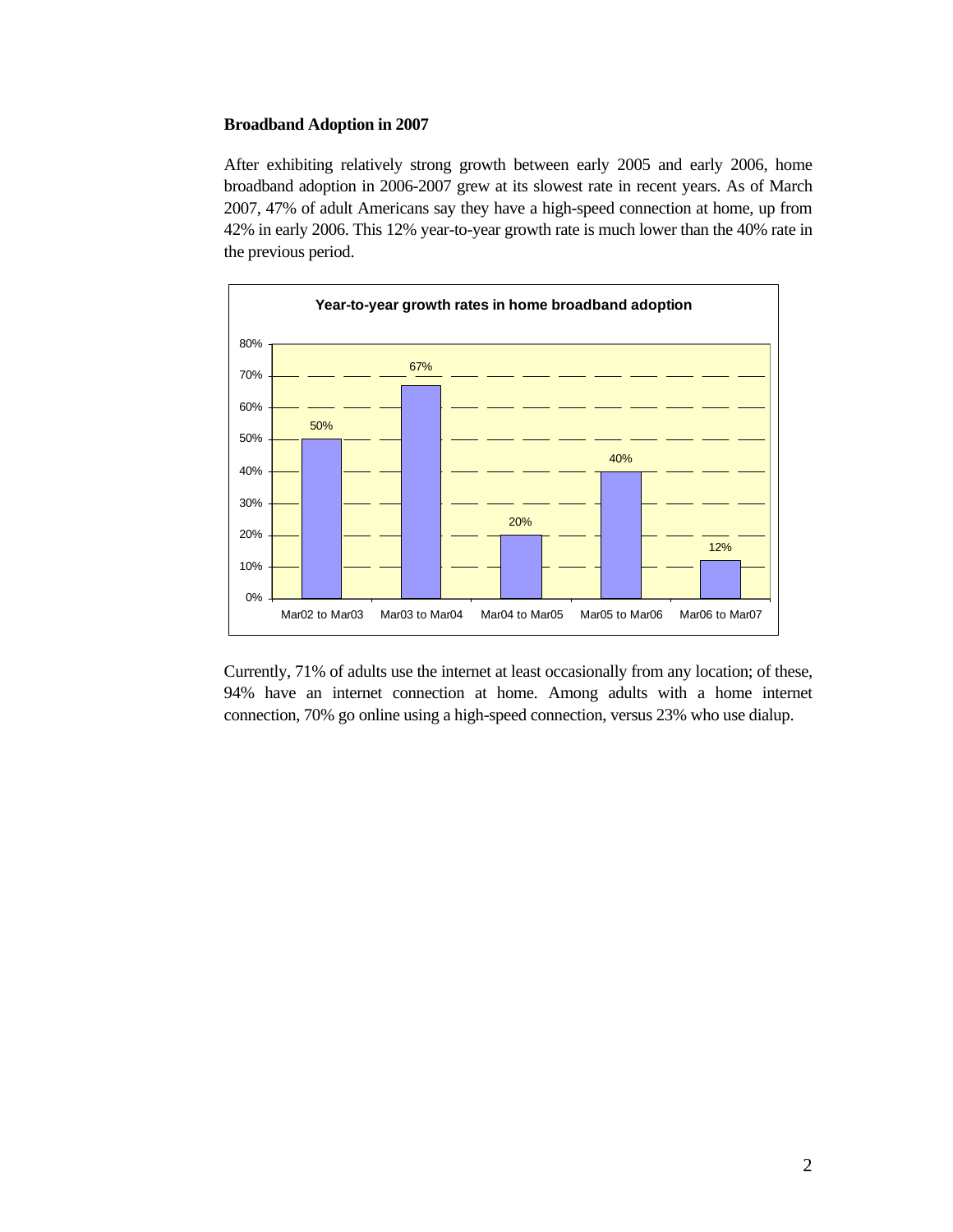**Broadband Adoption in 2007**

After exhibiting relatively strong growth between early 2005 and early 2006, home broadband adoption in 2006-2007 grew at its slowest rate in recent years. As of March 2007, 47% of adult Americans say they have a high-speed connection at home, up from 42% in early 2006. This 12% year-to-year growth rate is much lower than the 40% rate in the previous period.

**Year-to-year growth rates in home broadband adoption**

| Period | Growth rate |
|---|---|
| Mar02 to Mar03 | 50% |
| Mar03 to Mar04 | 67% |
| Mar04 to Mar05 | 20% |
| Mar05 to Mar06 | 40% |
| Mar06 to Mar07 | 12% |

Currently, 71% of adults use the internet at least occasionally from any location; of these, 94% have an internet connection at home. Among adults with a home internet connection, 70% go online using a high-speed connection, versus 23% who use dialup.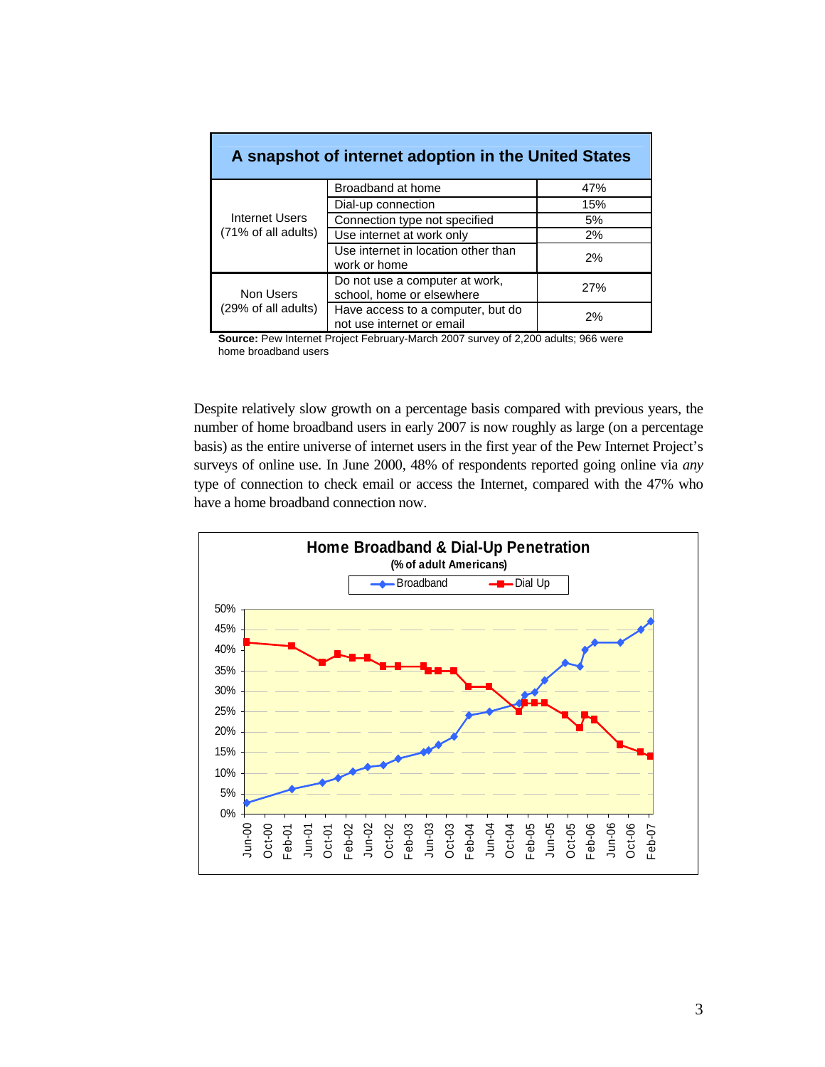| A snapshot of internet adoption in the United States | | |
|---|---|---|
| Internet Users (71% of all adults) | Broadband at home | 47% |
| | Dial-up connection | 15% |
| | Connection type not specified | 5% |
| | Use internet at work only | 2% |
| | Use internet in location other than work or home | 2% |
| Non Users (29% of all adults) | Do not use a computer at work, school, home or elsewhere | 27% |
| | Have access to a computer, but do not use internet or email | 2% |

**Source:** Pew Internet Project February-March 2007 survey of 2,200 adults; 966 were home broadband users

Despite relatively slow growth on a percentage basis compared with previous years, the number of home broadband users in early 2007 is now roughly as large (on a percentage basis) as the entire universe of internet users in the first year of the Pew Internet Project's surveys of online use. In June 2000, 48% of respondents reported going online via *any* type of connection to check email or access the Internet, compared with the 47% who have a home broadband connection now.

**Home Broadband & Dial-Up Penetration**

**(% of adult Americans)**

Legend: Broadband; Dial Up

Y-axis: 0%, 5%, 10%, 15%, 20%, 25%, 30%, 35%, 40%, 45%, 50%

X-axis: Jun-00, Oct-00, Feb-01, Jun-01, Oct-01, Feb-02, Jun-02, Oct-02, Feb-03, Jun-03, Oct-03, Feb-04, Jun-04, Oct-04, Feb-05, Jun-05, Oct-05, Feb-06, Jun-06, Oct-06, Feb-07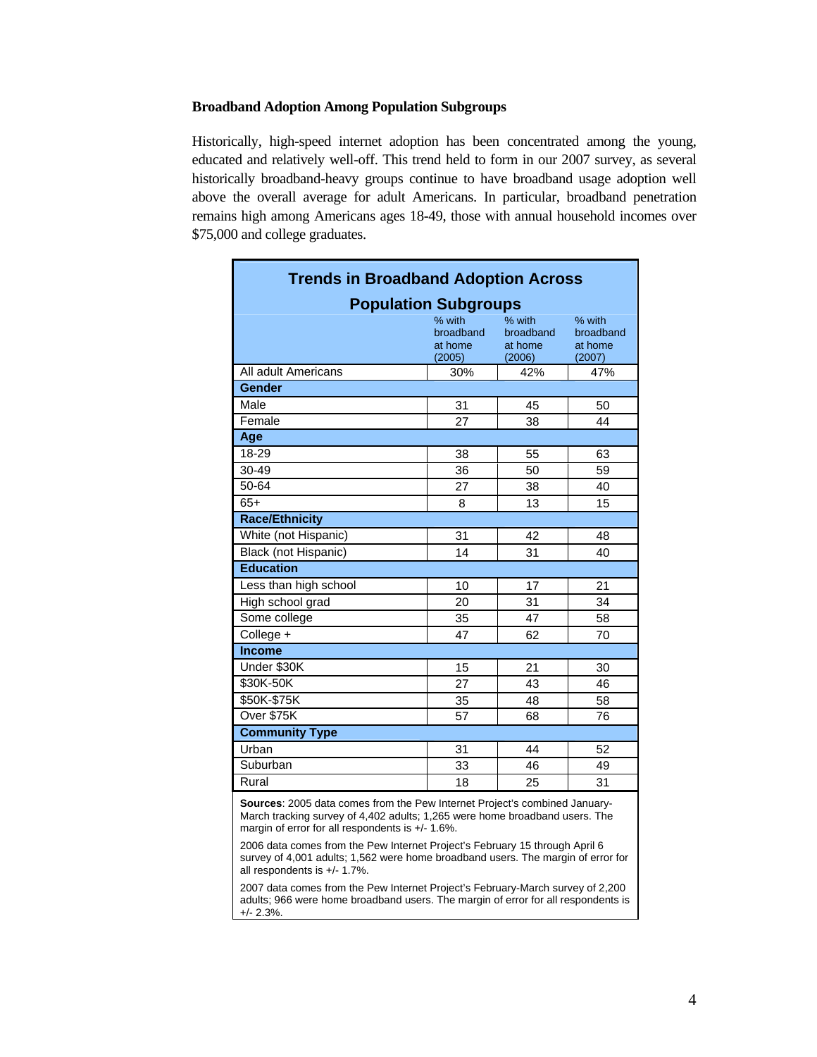**Broadband Adoption Among Population Subgroups**

Historically, high-speed internet adoption has been concentrated among the young, educated and relatively well-off. This trend held to form in our 2007 survey, as several historically broadband-heavy groups continue to have broadband usage adoption well above the overall average for adult Americans. In particular, broadband penetration remains high among Americans ages 18-49, those with annual household incomes over $75,000 and college graduates.

**Trends in Broadband Adoption Across Population Subgroups**

| | % with broadband at home (2005) | % with broadband at home (2006) | % with broadband at home (2007) |
|---|---|---|---|
| All adult Americans | 30% | 42% | 47% |
| **Gender** | | | |
| Male | 31 | 45 | 50 |
| Female | 27 | 38 | 44 |
| **Age** | | | |
| 18-29 | 38 | 55 | 63 |
| 30-49 | 36 | 50 | 59 |
| 50-64 | 27 | 38 | 40 |
| 65+ | 8 | 13 | 15 |
| **Race/Ethnicity** | | | |
| White (not Hispanic) | 31 | 42 | 48 |
| Black (not Hispanic) | 14 | 31 | 40 |
| **Education** | | | |
| Less than high school | 10 | 17 | 21 |
| High school grad | 20 | 31 | 34 |
| Some college | 35 | 47 | 58 |
| College + | 47 | 62 | 70 |
| **Income** | | | |
| Under $30K | 15 | 21 | 30 |
| $30K-50K | 27 | 43 | 46 |
| $50K-$75K | 35 | 48 | 58 |
| Over $75K | 57 | 68 | 76 |
| **Community Type** | | | |
| Urban | 31 | 44 | 52 |
| Suburban | 33 | 46 | 49 |
| Rural | 18 | 25 | 31 |

**Sources**: 2005 data comes from the Pew Internet Project's combined January-March tracking survey of 4,402 adults; 1,265 were home broadband users. The margin of error for all respondents is +/- 1.6%.

2006 data comes from the Pew Internet Project's February 15 through April 6 survey of 4,001 adults; 1,562 were home broadband users. The margin of error for all respondents is +/- 1.7%.

2007 data comes from the Pew Internet Project's February-March survey of 2,200 adults; 966 were home broadband users. The margin of error for all respondents is +/- 2.3%.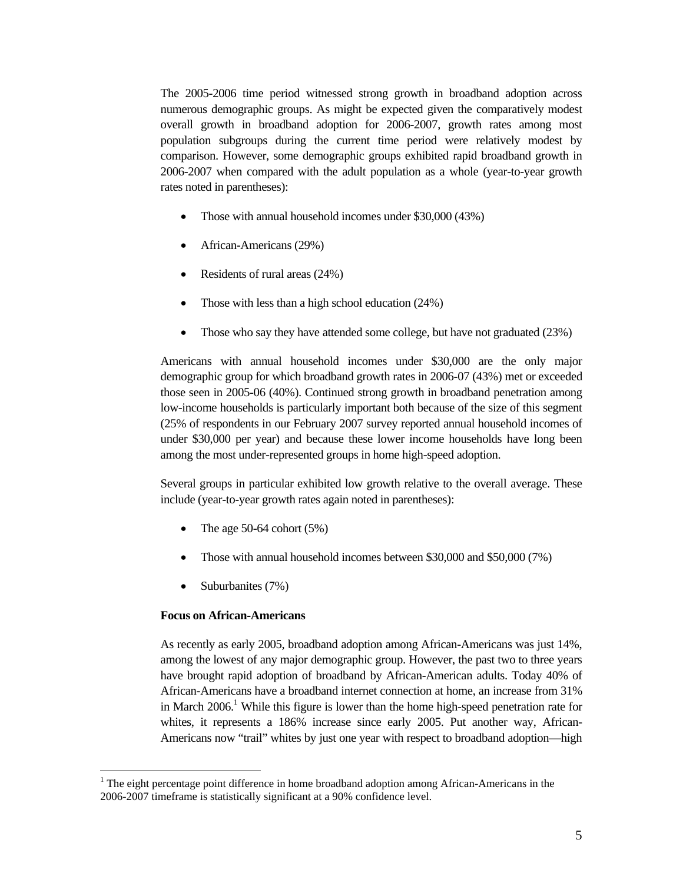The 2005-2006 time period witnessed strong growth in broadband adoption across numerous demographic groups. As might be expected given the comparatively modest overall growth in broadband adoption for 2006-2007, growth rates among most population subgroups during the current time period were relatively modest by comparison. However, some demographic groups exhibited rapid broadband growth in 2006-2007 when compared with the adult population as a whole (year-to-year growth rates noted in parentheses):

- Those with annual household incomes under $30,000 (43%)
- African-Americans (29%)
- Residents of rural areas (24%)
- Those with less than a high school education (24%)
- Those who say they have attended some college, but have not graduated (23%)

Americans with annual household incomes under $30,000 are the only major demographic group for which broadband growth rates in 2006-07 (43%) met or exceeded those seen in 2005-06 (40%). Continued strong growth in broadband penetration among low-income households is particularly important both because of the size of this segment (25% of respondents in our February 2007 survey reported annual household incomes of under $30,000 per year) and because these lower income households have long been among the most under-represented groups in home high-speed adoption.

Several groups in particular exhibited low growth relative to the overall average. These include (year-to-year growth rates again noted in parentheses):

- The age 50-64 cohort (5%)
- Those with annual household incomes between $30,000 and $50,000 (7%)
- Suburbanites (7%)

**Focus on African-Americans**

As recently as early 2005, broadband adoption among African-Americans was just 14%, among the lowest of any major demographic group. However, the past two to three years have brought rapid adoption of broadband by African-American adults. Today 40% of African-Americans have a broadband internet connection at home, an increase from 31% in March 2006.[1] While this figure is lower than the home high-speed penetration rate for whites, it represents a 186% increase since early 2005. Put another way, African-Americans now "trail" whites by just one year with respect to broadband adoption—high

[1] The eight percentage point difference in home broadband adoption among African-Americans in the 2006-2007 timeframe is statistically significant at a 90% confidence level.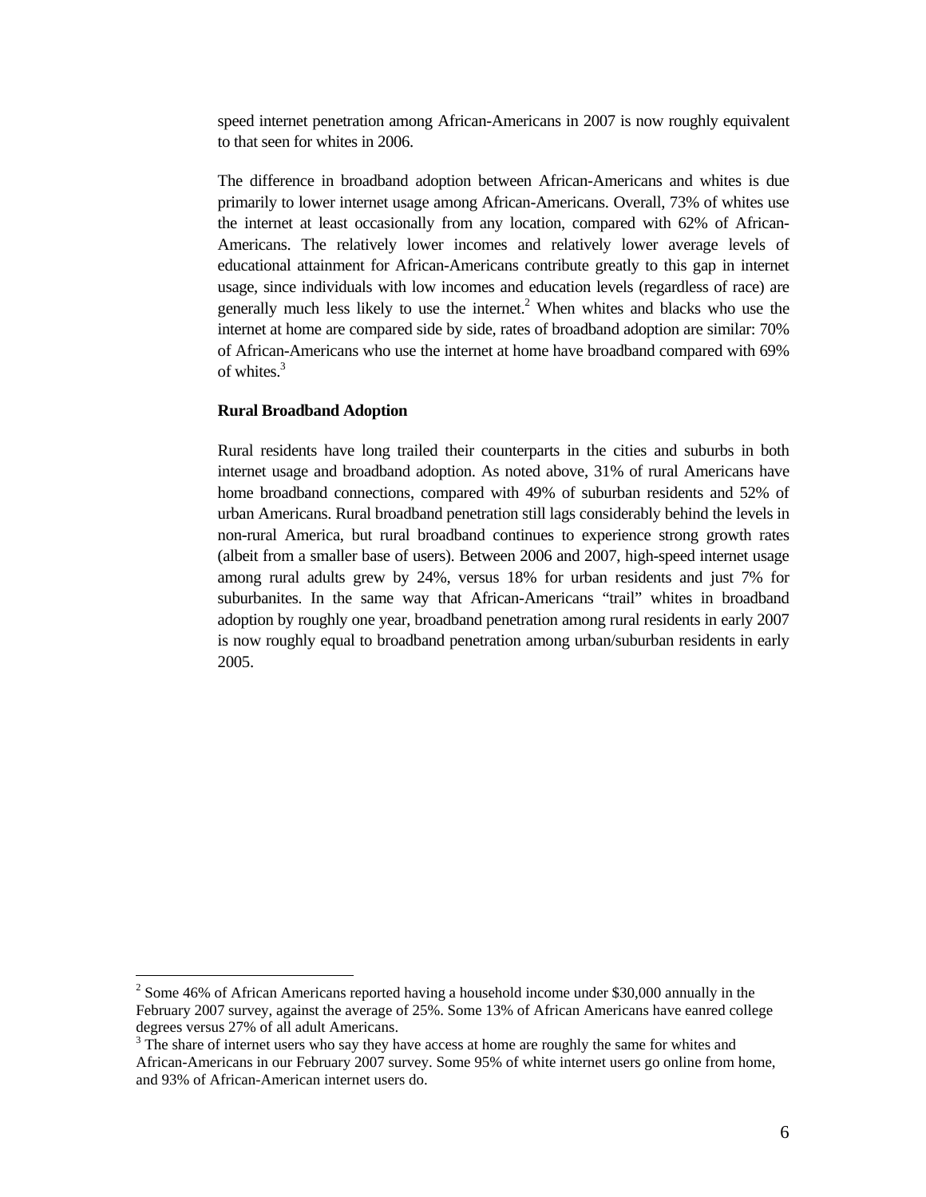speed internet penetration among African-Americans in 2007 is now roughly equivalent to that seen for whites in 2006.

The difference in broadband adoption between African-Americans and whites is due primarily to lower internet usage among African-Americans. Overall, 73% of whites use the internet at least occasionally from any location, compared with 62% of African-Americans. The relatively lower incomes and relatively lower average levels of educational attainment for African-Americans contribute greatly to this gap in internet usage, since individuals with low incomes and education levels (regardless of race) are generally much less likely to use the internet.[2] When whites and blacks who use the internet at home are compared side by side, rates of broadband adoption are similar: 70% of African-Americans who use the internet at home have broadband compared with 69% of whites.[3]

**Rural Broadband Adoption**

Rural residents have long trailed their counterparts in the cities and suburbs in both internet usage and broadband adoption. As noted above, 31% of rural Americans have home broadband connections, compared with 49% of suburban residents and 52% of urban Americans. Rural broadband penetration still lags considerably behind the levels in non-rural America, but rural broadband continues to experience strong growth rates (albeit from a smaller base of users). Between 2006 and 2007, high-speed internet usage among rural adults grew by 24%, versus 18% for urban residents and just 7% for suburbanites. In the same way that African-Americans "trail" whites in broadband adoption by roughly one year, broadband penetration among rural residents in early 2007 is now roughly equal to broadband penetration among urban/suburban residents in early 2005.

---

[2] Some 46% of African Americans reported having a household income under $30,000 annually in the February 2007 survey, against the average of 25%. Some 13% of African Americans have eanred college degrees versus 27% of all adult Americans.

[3] The share of internet users who say they have access at home are roughly the same for whites and African-Americans in our February 2007 survey. Some 95% of white internet users go online from home, and 93% of African-American internet users do.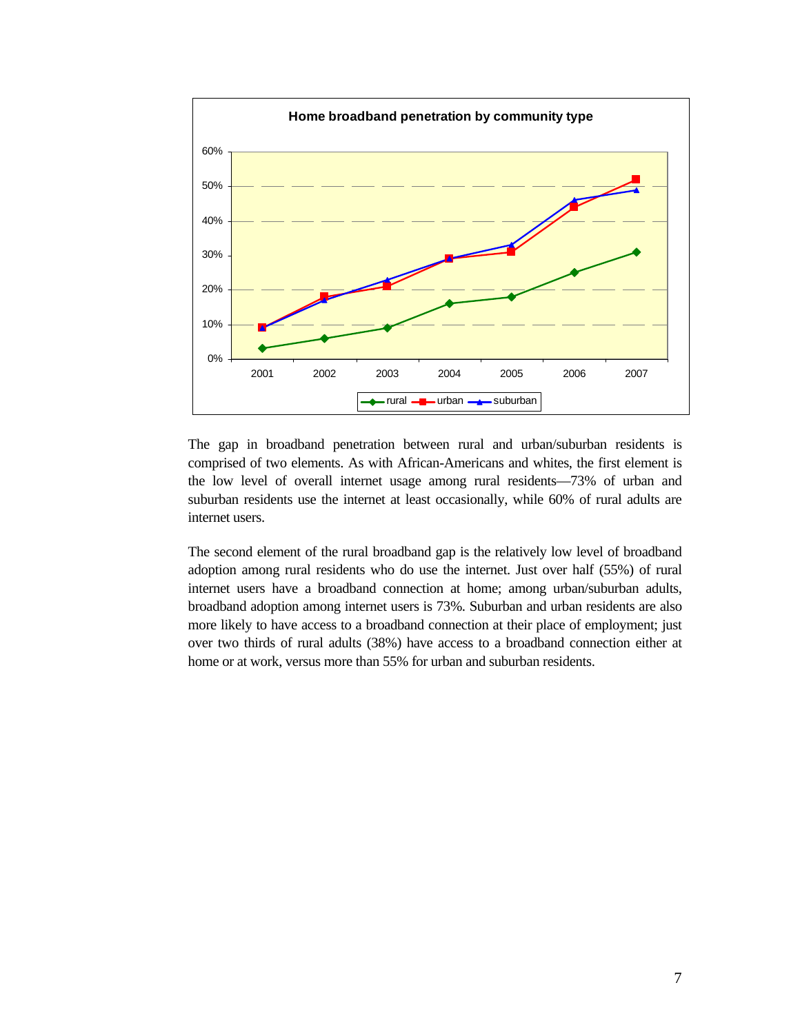**Home broadband penetration by community type**

The gap in broadband penetration between rural and urban/suburban residents is comprised of two elements. As with African-Americans and whites, the first element is the low level of overall internet usage among rural residents—73% of urban and suburban residents use the internet at least occasionally, while 60% of rural adults are internet users.

The second element of the rural broadband gap is the relatively low level of broadband adoption among rural residents who do use the internet. Just over half (55%) of rural internet users have a broadband connection at home; among urban/suburban adults, broadband adoption among internet users is 73%. Suburban and urban residents are also more likely to have access to a broadband connection at their place of employment; just over two thirds of rural adults (38%) have access to a broadband connection either at home or at work, versus more than 55% for urban and suburban residents.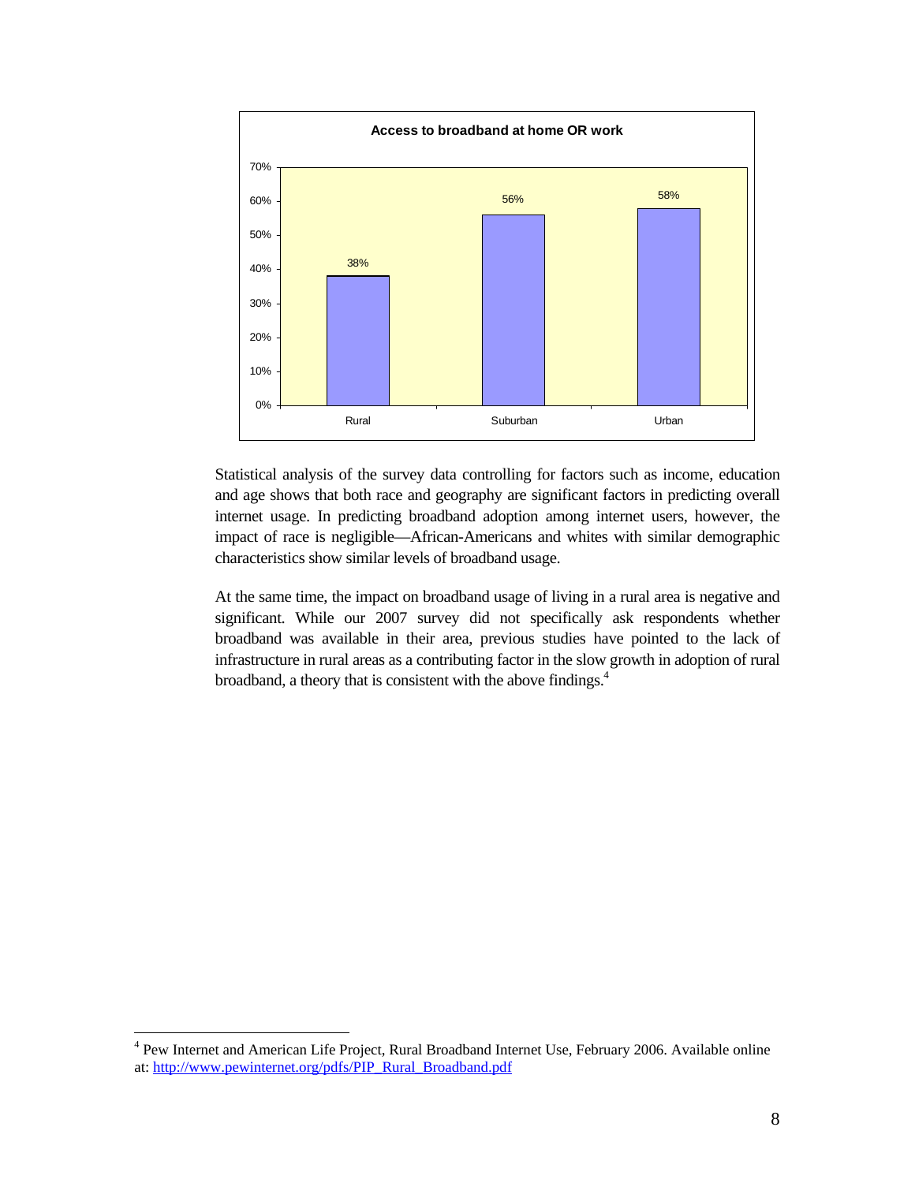**Access to broadband at home OR work**

| | Rural | Suburban | Urban |
|---|---|---|---|
| Access to broadband at home OR work | 38% | 56% | 58% |

Statistical analysis of the survey data controlling for factors such as income, education and age shows that both race and geography are significant factors in predicting overall internet usage. In predicting broadband adoption among internet users, however, the impact of race is negligible—African-Americans and whites with similar demographic characteristics show similar levels of broadband usage.

At the same time, the impact on broadband usage of living in a rural area is negative and significant. While our 2007 survey did not specifically ask respondents whether broadband was available in their area, previous studies have pointed to the lack of infrastructure in rural areas as a contributing factor in the slow growth in adoption of rural broadband, a theory that is consistent with the above findings.[4]

---

[4] Pew Internet and American Life Project, Rural Broadband Internet Use, February 2006. Available online at: http://www.pewinternet.org/pdfs/PIP_Rural_Broadband.pdf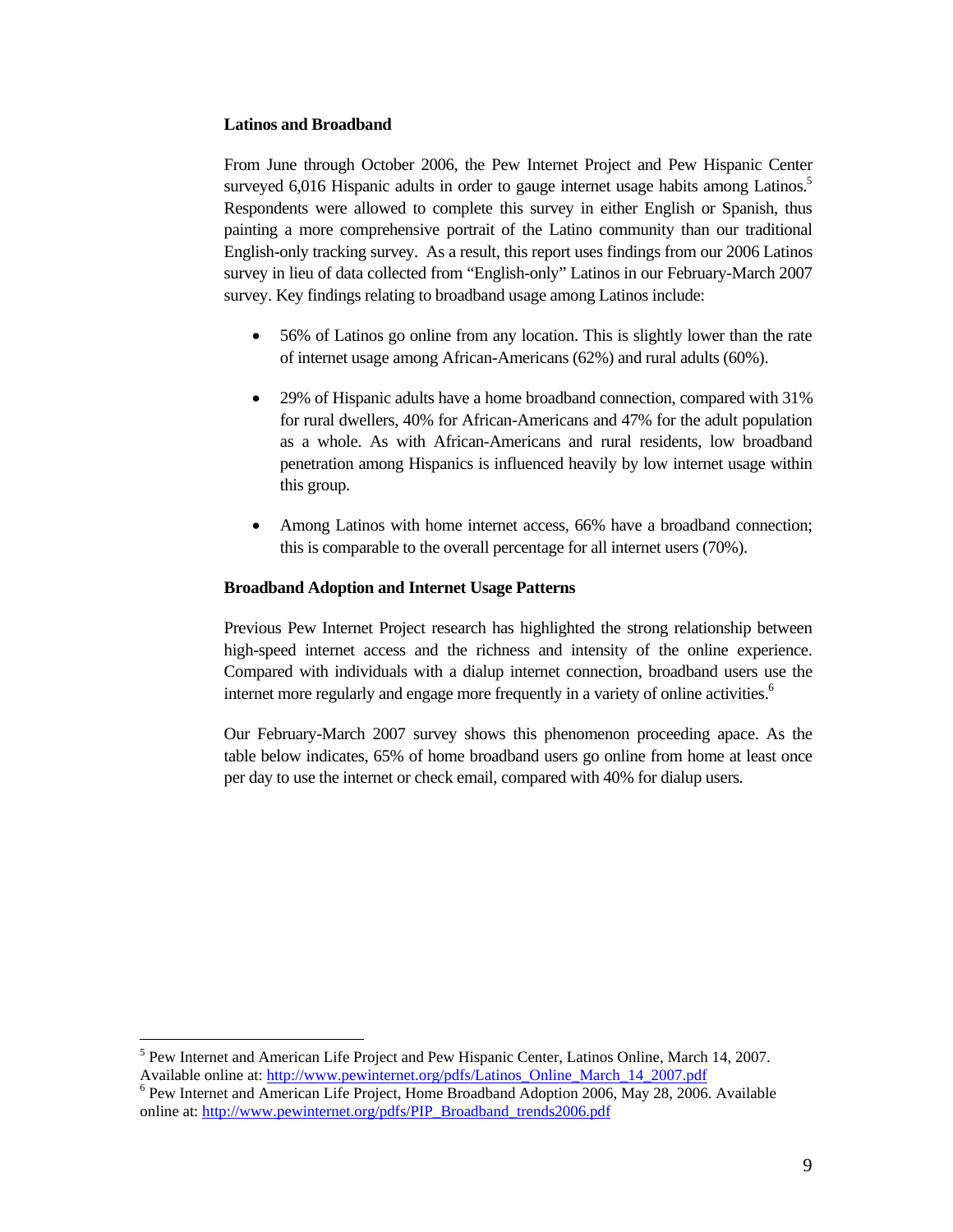### Latinos and Broadband

From June through October 2006, the Pew Internet Project and Pew Hispanic Center surveyed 6,016 Hispanic adults in order to gauge internet usage habits among Latinos.[5] Respondents were allowed to complete this survey in either English or Spanish, thus painting a more comprehensive portrait of the Latino community than our traditional English-only tracking survey. As a result, this report uses findings from our 2006 Latinos survey in lieu of data collected from "English-only" Latinos in our February-March 2007 survey. Key findings relating to broadband usage among Latinos include:

- 56% of Latinos go online from any location. This is slightly lower than the rate of internet usage among African-Americans (62%) and rural adults (60%).
- 29% of Hispanic adults have a home broadband connection, compared with 31% for rural dwellers, 40% for African-Americans and 47% for the adult population as a whole. As with African-Americans and rural residents, low broadband penetration among Hispanics is influenced heavily by low internet usage within this group.
- Among Latinos with home internet access, 66% have a broadband connection; this is comparable to the overall percentage for all internet users (70%).

### Broadband Adoption and Internet Usage Patterns

Previous Pew Internet Project research has highlighted the strong relationship between high-speed internet access and the richness and intensity of the online experience. Compared with individuals with a dialup internet connection, broadband users use the internet more regularly and engage more frequently in a variety of online activities.[6]

Our February-March 2007 survey shows this phenomenon proceeding apace. As the table below indicates, 65% of home broadband users go online from home at least once per day to use the internet or check email, compared with 40% for dialup users.

---

[5] Pew Internet and American Life Project and Pew Hispanic Center, Latinos Online, March 14, 2007. Available online at: http://www.pewinternet.org/pdfs/Latinos_Online_March_14_2007.pdf

[6] Pew Internet and American Life Project, Home Broadband Adoption 2006, May 28, 2006. Available online at: http://www.pewinternet.org/pdfs/PIP_Broadband_trends2006.pdf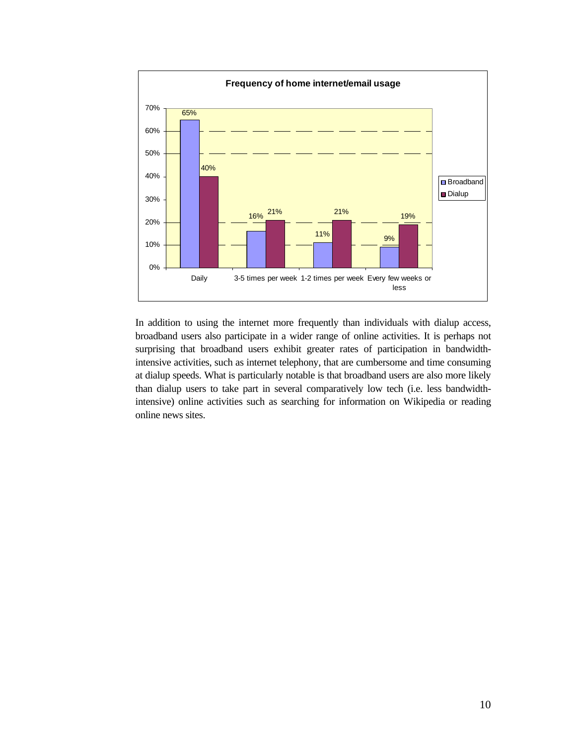**Frequency of home internet/email usage**

|  | Broadband | Dialup |
|---|---|---|
| Daily | 65% | 40% |
| 3-5 times per week | 16% | 21% |
| 1-2 times per week | 11% | 21% |
| Every few weeks or less | 9% | 19% |

In addition to using the internet more frequently than individuals with dialup access, broadband users also participate in a wider range of online activities. It is perhaps not surprising that broadband users exhibit greater rates of participation in bandwidth-intensive activities, such as internet telephony, that are cumbersome and time consuming at dialup speeds. What is particularly notable is that broadband users are also more likely than dialup users to take part in several comparatively low tech (i.e. less bandwidth-intensive) online activities such as searching for information on Wikipedia or reading online news sites.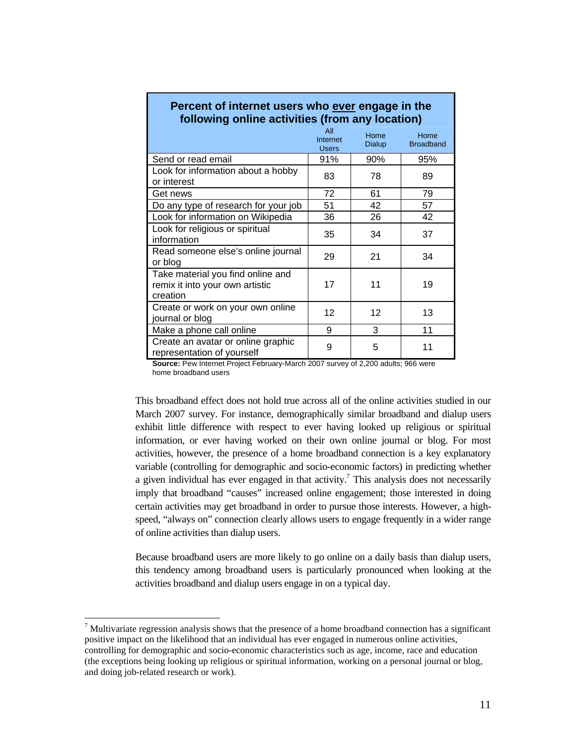| Percent of internet users who ever engage in the following online activities (from any location) | | | |
|---|---|---|---|
| | All Internet Users | Home Dialup | Home Broadband |
| Send or read email | 91% | 90% | 95% |
| Look for information about a hobby or interest | 83 | 78 | 89 |
| Get news | 72 | 61 | 79 |
| Do any type of research for your job | 51 | 42 | 57 |
| Look for information on Wikipedia | 36 | 26 | 42 |
| Look for religious or spiritual information | 35 | 34 | 37 |
| Read someone else's online journal or blog | 29 | 21 | 34 |
| Take material you find online and remix it into your own artistic creation | 17 | 11 | 19 |
| Create or work on your own online journal or blog | 12 | 12 | 13 |
| Make a phone call online | 9 | 3 | 11 |
| Create an avatar or online graphic representation of yourself | 9 | 5 | 11 |

**Source:** Pew Internet Project February-March 2007 survey of 2,200 adults; 966 were home broadband users

This broadband effect does not hold true across all of the online activities studied in our March 2007 survey. For instance, demographically similar broadband and dialup users exhibit little difference with respect to ever having looked up religious or spiritual information, or ever having worked on their own online journal or blog. For most activities, however, the presence of a home broadband connection is a key explanatory variable (controlling for demographic and socio-economic factors) in predicting whether a given individual has ever engaged in that activity.[7] This analysis does not necessarily imply that broadband "causes" increased online engagement; those interested in doing certain activities may get broadband in order to pursue those interests. However, a high-speed, "always on" connection clearly allows users to engage frequently in a wider range of online activities than dialup users.

Because broadband users are more likely to go online on a daily basis than dialup users, this tendency among broadband users is particularly pronounced when looking at the activities broadband and dialup users engage in on a typical day.

[7] Multivariate regression analysis shows that the presence of a home broadband connection has a significant positive impact on the likelihood that an individual has ever engaged in numerous online activities, controlling for demographic and socio-economic characteristics such as age, income, race and education (the exceptions being looking up religious or spiritual information, working on a personal journal or blog, and doing job-related research or work).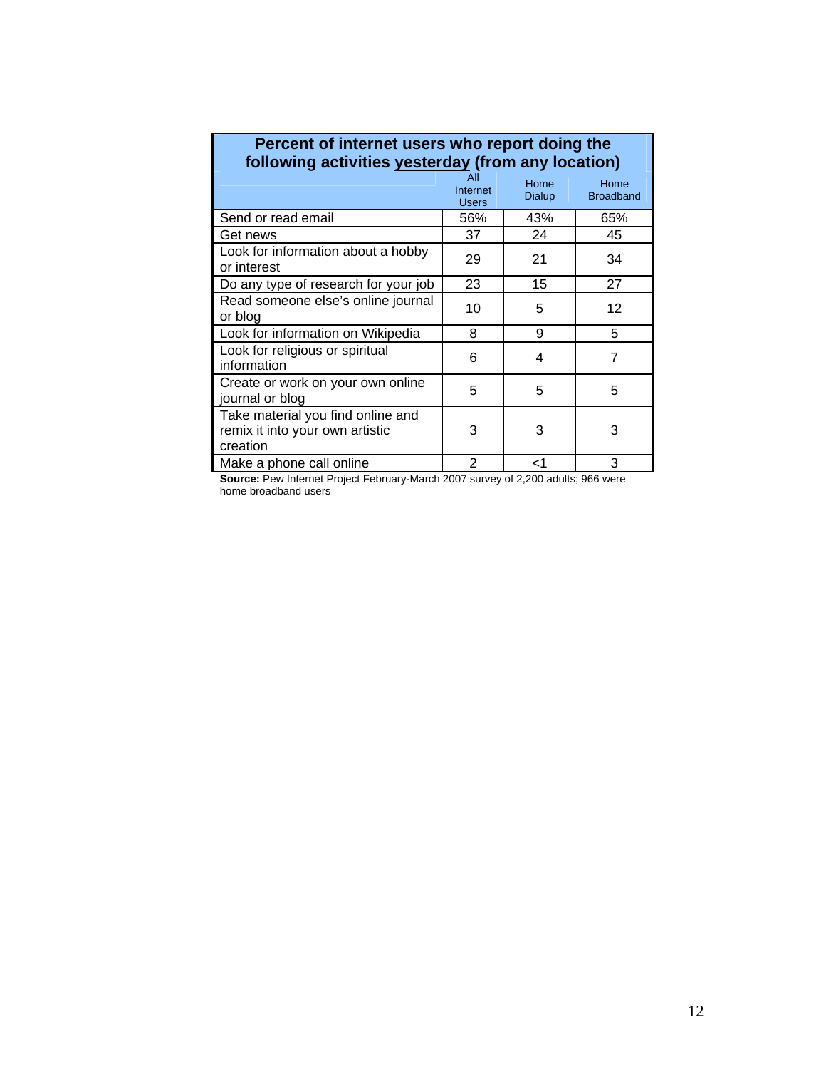**Percent of internet users who report doing the following activities <u>yesterday</u> (from any location)**

| | All Internet Users | Home Dialup | Home Broadband |
|---|---|---|---|
| Send or read email | 56% | 43% | 65% |
| Get news | 37 | 24 | 45 |
| Look for information about a hobby or interest | 29 | 21 | 34 |
| Do any type of research for your job | 23 | 15 | 27 |
| Read someone else's online journal or blog | 10 | 5 | 12 |
| Look for information on Wikipedia | 8 | 9 | 5 |
| Look for religious or spiritual information | 6 | 4 | 7 |
| Create or work on your own online journal or blog | 5 | 5 | 5 |
| Take material you find online and remix it into your own artistic creation | 3 | 3 | 3 |
| Make a phone call online | 2 | <1 | 3 |

**Source:** Pew Internet Project February-March 2007 survey of 2,200 adults; 966 were home broadband users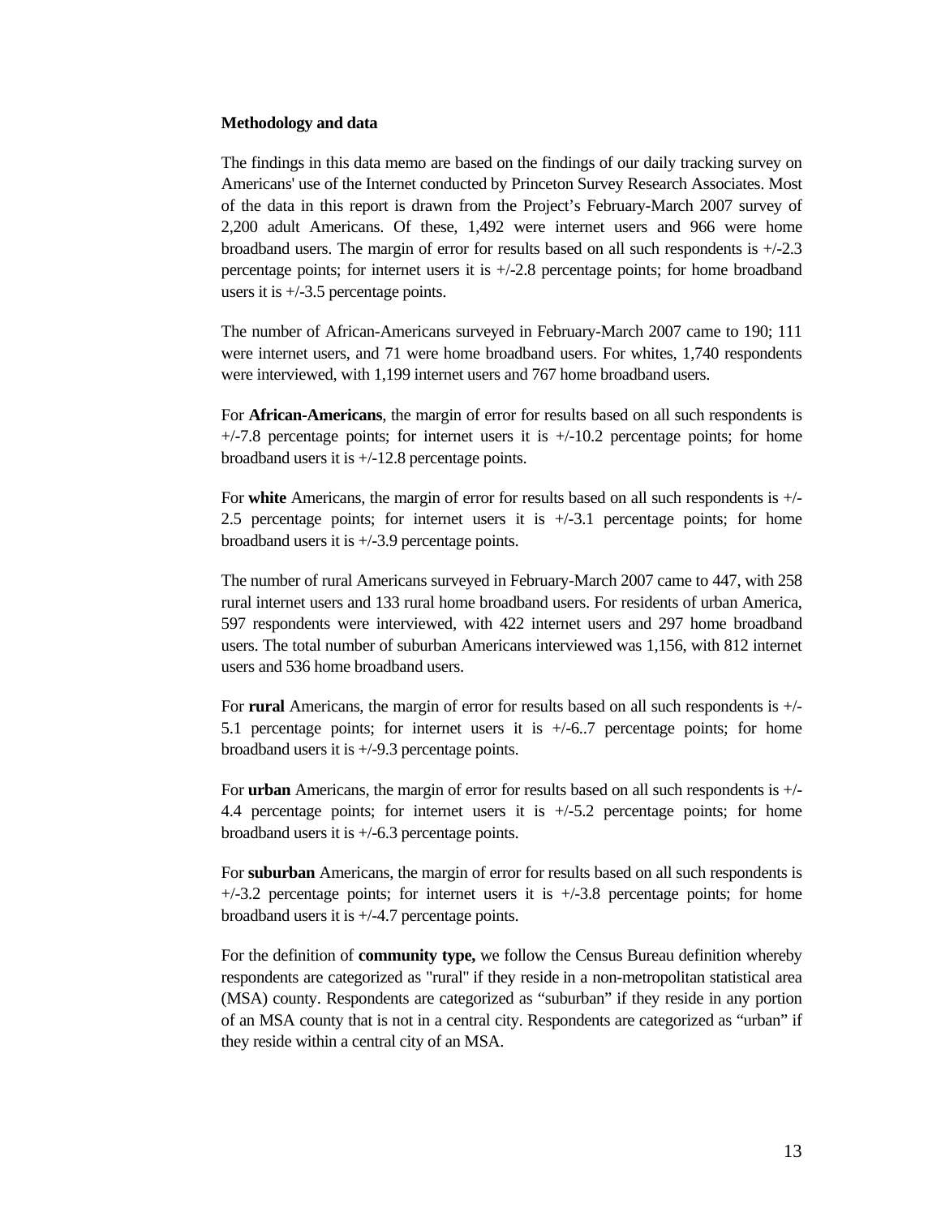**Methodology and data**

The findings in this data memo are based on the findings of our daily tracking survey on Americans' use of the Internet conducted by Princeton Survey Research Associates. Most of the data in this report is drawn from the Project's February-March 2007 survey of 2,200 adult Americans. Of these, 1,492 were internet users and 966 were home broadband users. The margin of error for results based on all such respondents is +/-2.3 percentage points; for internet users it is +/-2.8 percentage points; for home broadband users it is +/-3.5 percentage points.

The number of African-Americans surveyed in February-March 2007 came to 190; 111 were internet users, and 71 were home broadband users. For whites, 1,740 respondents were interviewed, with 1,199 internet users and 767 home broadband users.

For **African-Americans**, the margin of error for results based on all such respondents is +/-7.8 percentage points; for internet users it is +/-10.2 percentage points; for home broadband users it is +/-12.8 percentage points.

For **white** Americans, the margin of error for results based on all such respondents is +/-2.5 percentage points; for internet users it is +/-3.1 percentage points; for home broadband users it is +/-3.9 percentage points.

The number of rural Americans surveyed in February-March 2007 came to 447, with 258 rural internet users and 133 rural home broadband users. For residents of urban America, 597 respondents were interviewed, with 422 internet users and 297 home broadband users. The total number of suburban Americans interviewed was 1,156, with 812 internet users and 536 home broadband users.

For **rural** Americans, the margin of error for results based on all such respondents is +/-5.1 percentage points; for internet users it is +/-6..7 percentage points; for home broadband users it is +/-9.3 percentage points.

For **urban** Americans, the margin of error for results based on all such respondents is +/-4.4 percentage points; for internet users it is +/-5.2 percentage points; for home broadband users it is +/-6.3 percentage points.

For **suburban** Americans, the margin of error for results based on all such respondents is +/-3.2 percentage points; for internet users it is +/-3.8 percentage points; for home broadband users it is +/-4.7 percentage points.

For the definition of **community type,** we follow the Census Bureau definition whereby respondents are categorized as "rural" if they reside in a non-metropolitan statistical area (MSA) county. Respondents are categorized as "suburban" if they reside in any portion of an MSA county that is not in a central city. Respondents are categorized as "urban" if they reside within a central city of an MSA.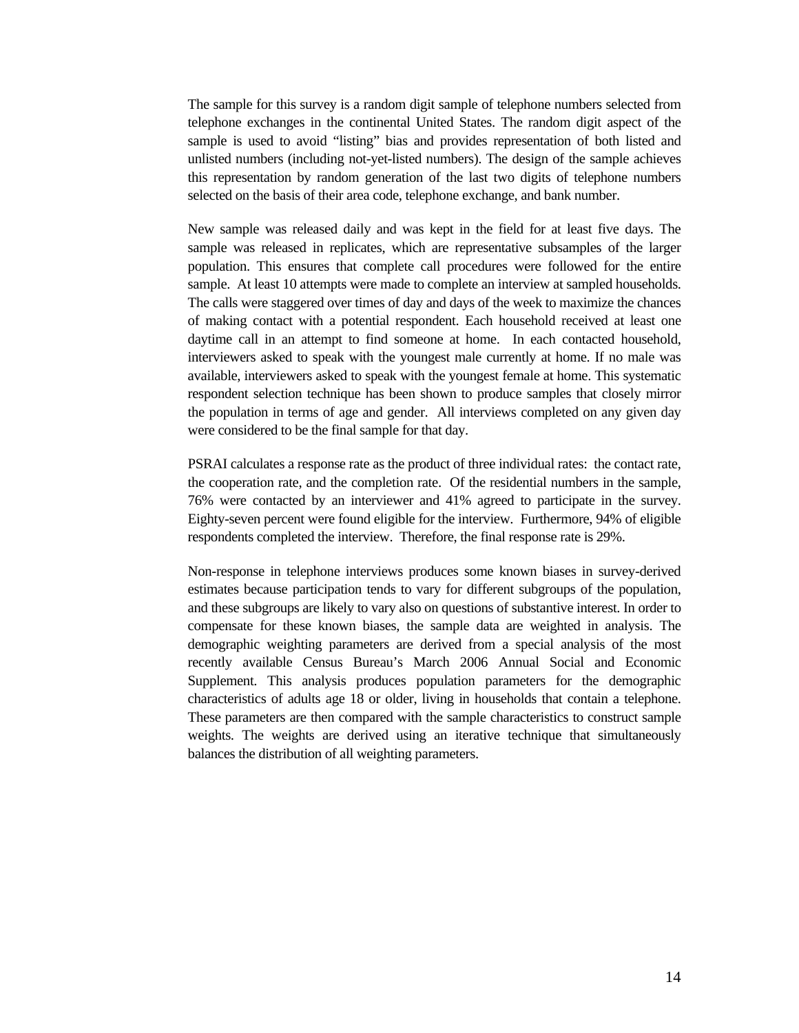The sample for this survey is a random digit sample of telephone numbers selected from telephone exchanges in the continental United States. The random digit aspect of the sample is used to avoid "listing" bias and provides representation of both listed and unlisted numbers (including not-yet-listed numbers). The design of the sample achieves this representation by random generation of the last two digits of telephone numbers selected on the basis of their area code, telephone exchange, and bank number.

New sample was released daily and was kept in the field for at least five days. The sample was released in replicates, which are representative subsamples of the larger population. This ensures that complete call procedures were followed for the entire sample. At least 10 attempts were made to complete an interview at sampled households. The calls were staggered over times of day and days of the week to maximize the chances of making contact with a potential respondent. Each household received at least one daytime call in an attempt to find someone at home. In each contacted household, interviewers asked to speak with the youngest male currently at home. If no male was available, interviewers asked to speak with the youngest female at home. This systematic respondent selection technique has been shown to produce samples that closely mirror the population in terms of age and gender. All interviews completed on any given day were considered to be the final sample for that day.

PSRAI calculates a response rate as the product of three individual rates: the contact rate, the cooperation rate, and the completion rate. Of the residential numbers in the sample, 76% were contacted by an interviewer and 41% agreed to participate in the survey. Eighty-seven percent were found eligible for the interview. Furthermore, 94% of eligible respondents completed the interview. Therefore, the final response rate is 29%.

Non-response in telephone interviews produces some known biases in survey-derived estimates because participation tends to vary for different subgroups of the population, and these subgroups are likely to vary also on questions of substantive interest. In order to compensate for these known biases, the sample data are weighted in analysis. The demographic weighting parameters are derived from a special analysis of the most recently available Census Bureau's March 2006 Annual Social and Economic Supplement. This analysis produces population parameters for the demographic characteristics of adults age 18 or older, living in households that contain a telephone. These parameters are then compared with the sample characteristics to construct sample weights. The weights are derived using an iterative technique that simultaneously balances the distribution of all weighting parameters.